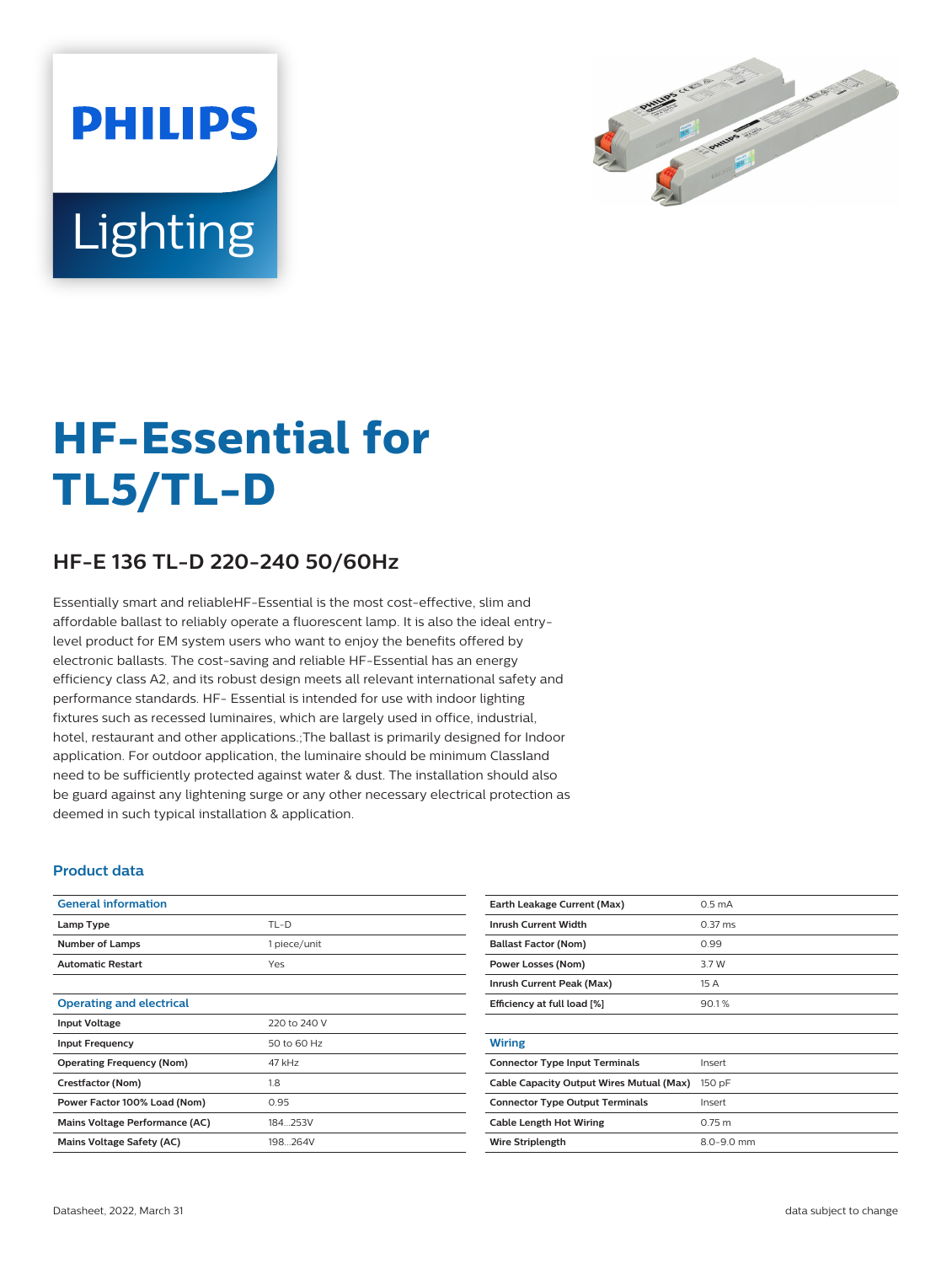PHILIPS

Lighting

# HF-Essential for TL5/TL-D

## HF-E 136 TL-D 220-240 50/60Hz

Essentially smart and reliableHF-Essential is the most cost-effective, slim and affordable ballast to reliably operate a fluorescent lamp. It is also the ideal entry-level product for EM system users who want to enjoy the benefits offered by electronic ballasts. The cost-saving and reliable HF-Essential has an energy efficiency class A2, and its robust design meets all relevant international safety and performance standards. HF- Essential is intended for use with indoor lighting fixtures such as recessed luminaires, which are largely used in office, industrial, hotel, restaurant and other applications.;The ballast is primarily designed for Indoor application. For outdoor application, the luminaire should be minimum ClassIand need to be sufficiently protected against water & dust. The installation should also be guard against any lightening surge or any other necessary electrical protection as deemed in such typical installation & application.

### Product data

| General information | |
|---|---|
| Lamp Type | TL-D |
| Number of Lamps | 1 piece/unit |
| Automatic Restart | Yes |

| Operating and electrical | |
|---|---|
| Input Voltage | 220 to 240 V |
| Input Frequency | 50 to 60 Hz |
| Operating Frequency (Nom) | 47 kHz |
| Crestfactor (Nom) | 1.8 |
| Power Factor 100% Load (Nom) | 0.95 |
| Mains Voltage Performance (AC) | 184...253V |
| Mains Voltage Safety (AC) | 198...264V |
| Earth Leakage Current (Max) | 0.5 mA |
| Inrush Current Width | 0.37 ms |
| Ballast Factor (Nom) | 0.99 |
| Power Losses (Nom) | 3.7 W |
| Inrush Current Peak (Max) | 15 A |
| Efficiency at full load [%] | 90.1 % |

| Wiring | |
|---|---|
| Connector Type Input Terminals | Insert |
| Cable Capacity Output Wires Mutual (Max) | 150 pF |
| Connector Type Output Terminals | Insert |
| Cable Length Hot Wiring | 0.75 m |
| Wire Striplength | 8.0-9.0 mm |

Datasheet, 2022, March 31

data subject to change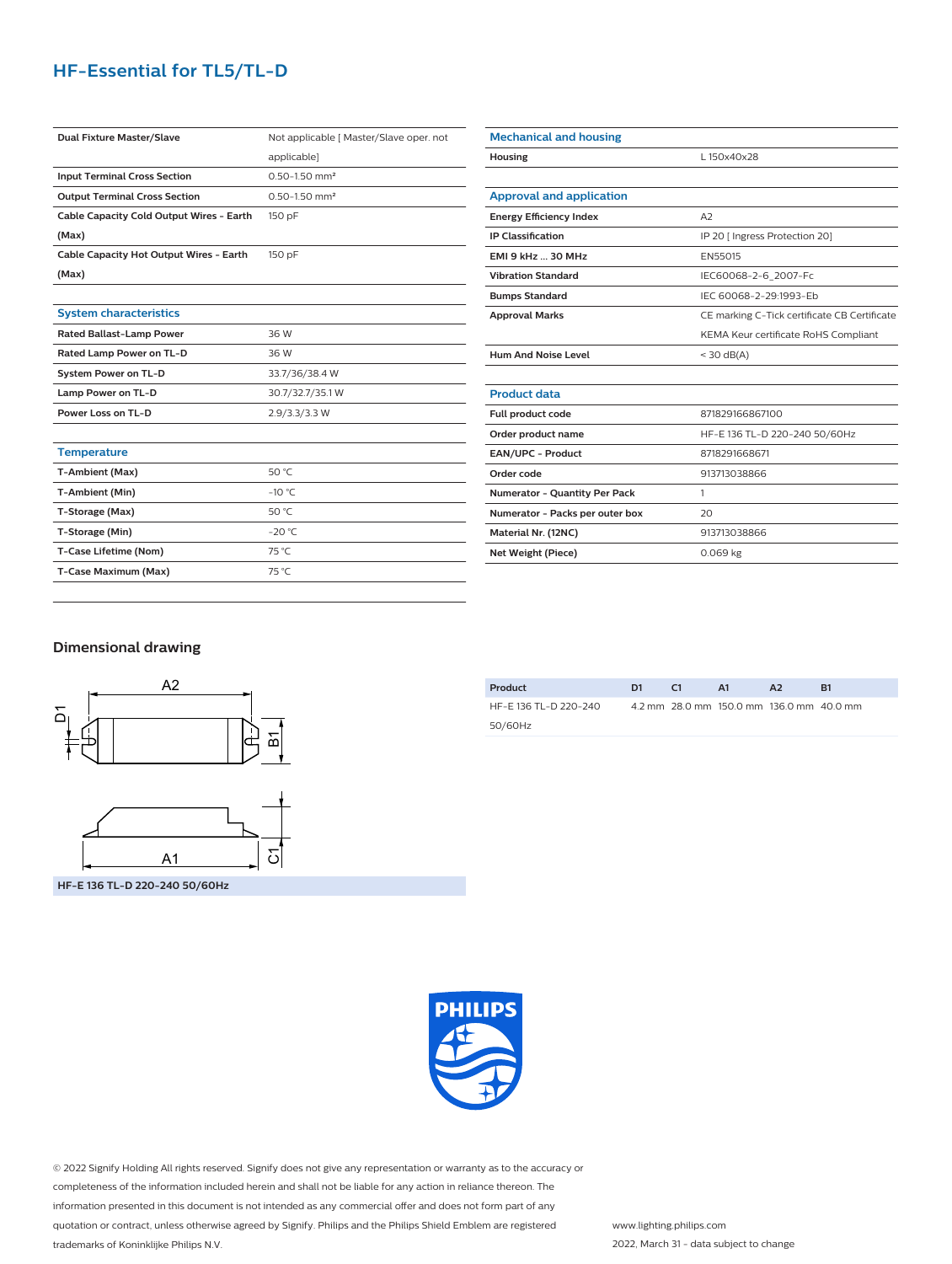## HF-Essential for TL5/TL-D

| | |
|---|---|
| **Dual Fixture Master/Slave** | Not applicable [ Master/Slave oper. not applicable] |
| **Input Terminal Cross Section** | 0.50-1.50 mm² |
| **Output Terminal Cross Section** | 0.50-1.50 mm² |
| **Cable Capacity Cold Output Wires - Earth (Max)** | 150 pF |
| **Cable Capacity Hot Output Wires - Earth (Max)** | 150 pF |

### System characteristics

| | |
|---|---|
| **Rated Ballast-Lamp Power** | 36 W |
| **Rated Lamp Power on TL-D** | 36 W |
| **System Power on TL-D** | 33.7/36/38.4 W |
| **Lamp Power on TL-D** | 30.7/32.7/35.1 W |
| **Power Loss on TL-D** | 2.9/3.3/3.3 W |

### Temperature

| | |
|---|---|
| **T-Ambient (Max)** | 50 °C |
| **T-Ambient (Min)** | -10 °C |
| **T-Storage (Max)** | 50 °C |
| **T-Storage (Min)** | -20 °C |
| **T-Case Lifetime (Nom)** | 75 °C |
| **T-Case Maximum (Max)** | 75 °C |

### Mechanical and housing

| | |
|---|---|
| **Housing** | L 150x40x28 |

### Approval and application

| | |
|---|---|
| **Energy Efficiency Index** | A2 |
| **IP Classification** | IP 20 [ Ingress Protection 20] |
| **EMI 9 kHz ... 30 MHz** | EN55015 |
| **Vibration Standard** | IEC60068-2-6_2007-Fc |
| **Bumps Standard** | IEC 60068-2-29:1993-Eb |
| **Approval Marks** | CE marking C-Tick certificate CB Certificate KEMA Keur certificate RoHS Compliant |
| **Hum And Noise Level** | < 30 dB(A) |

### Product data

| | |
|---|---|
| **Full product code** | 871829166867100 |
| **Order product name** | HF-E 136 TL-D 220-240 50/60Hz |
| **EAN/UPC - Product** | 8718291668671 |
| **Order code** | 913713038866 |
| **Numerator - Quantity Per Pack** | 1 |
| **Numerator - Packs per outer box** | 20 |
| **Material Nr. (12NC)** | 913713038866 |
| **Net Weight (Piece)** | 0.069 kg |

## Dimensional drawing

A2

D1

B1

A1

C1

HF-E 136 TL-D 220-240 50/60Hz

| Product | D1 | C1 | A1 | A2 | B1 |
|---|---|---|---|---|---|
| HF-E 136 TL-D 220-240 50/60Hz | 4.2 mm | 28.0 mm | 150.0 mm | 136.0 mm | 40.0 mm |

PHILIPS

© 2022 Signify Holding All rights reserved. Signify does not give any representation or warranty as to the accuracy or completeness of the information included herein and shall not be liable for any action in reliance thereon. The information presented in this document is not intended as any commercial offer and does not form part of any quotation or contract, unless otherwise agreed by Signify. Philips and the Philips Shield Emblem are registered trademarks of Koninklijke Philips N.V.

www.lighting.philips.com

2022, March 31 - data subject to change